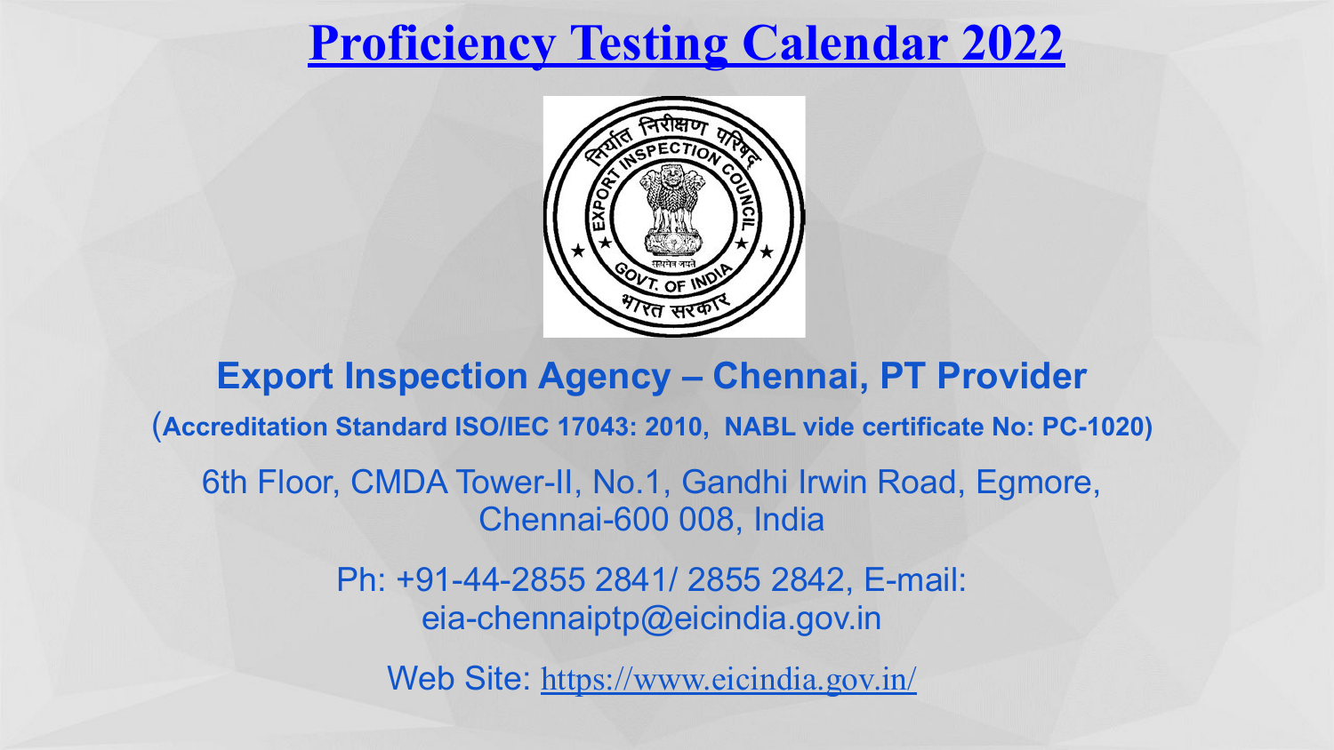# Proficiency Testing Calendar 2022

## Export Inspection Agency – Chennai, PT Provider

**(Accreditation Standard ISO/IEC 17043: 2010, NABL vide certificate No: PC-1020)**

6th Floor, CMDA Tower-II, No.1, Gandhi Irwin Road, Egmore, Chennai-600 008, India

Ph: +91-44-2855 2841/ 2855 2842, E-mail: eia-chennaiptp@eicindia.gov.in

Web Site: https://www.eicindia.gov.in/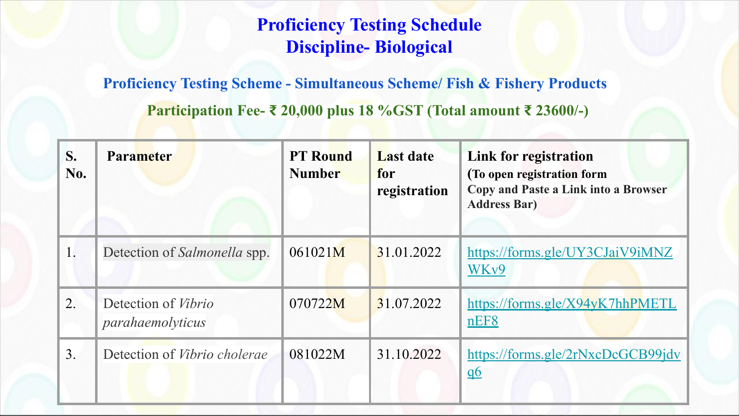# Proficiency Testing Schedule
# Discipline- Biological

## Proficiency Testing Scheme - Simultaneous Scheme/ Fish & Fishery Products

**Participation Fee- ₹ 20,000 plus 18 %GST (Total amount ₹ 23600/-)**

| S. No. | Parameter | PT Round Number | Last date for registration | Link for registration (To open registration form Copy and Paste a Link into a Browser Address Bar) |
|---|---|---|---|---|
| 1. | Detection of *Salmonella* spp. | 061021M | 31.01.2022 | https://forms.gle/UY3CJaiV9iMNZWKv9 |
| 2. | Detection of *Vibrio parahaemolyticus* | 070722M | 31.07.2022 | https://forms.gle/X94yK7hhPMETLnEF8 |
| 3. | Detection of *Vibrio cholerae* | 081022M | 31.10.2022 | https://forms.gle/2rNxcDcGCB99jdvq6 |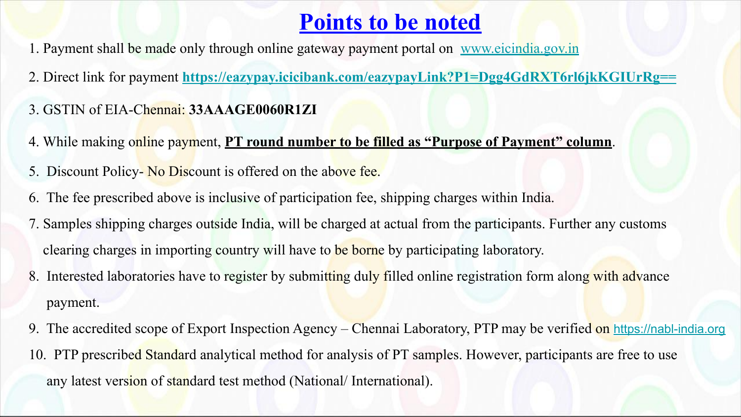# Points to be noted

1. Payment shall be made only through online gateway payment portal on www.eicindia.gov.in
2. Direct link for payment **https://eazypay.icicibank.com/eazypayLink?P1=Dgg4GdRXT6rl6jkKGIUrRg==**
3. GSTIN of EIA-Chennai: **33AAAGE0060R1ZI**
4. While making online payment, **PT round number to be filled as "Purpose of Payment" column**.
5. Discount Policy- No Discount is offered on the above fee.
6. The fee prescribed above is inclusive of participation fee, shipping charges within India.
7. Samples shipping charges outside India, will be charged at actual from the participants. Further any customs clearing charges in importing country will have to be borne by participating laboratory.
8. Interested laboratories have to register by submitting duly filled online registration form along with advance payment.
9. The accredited scope of Export Inspection Agency – Chennai Laboratory, PTP may be verified on https://nabl-india.org
10. PTP prescribed Standard analytical method for analysis of PT samples. However, participants are free to use any latest version of standard test method (National/ International).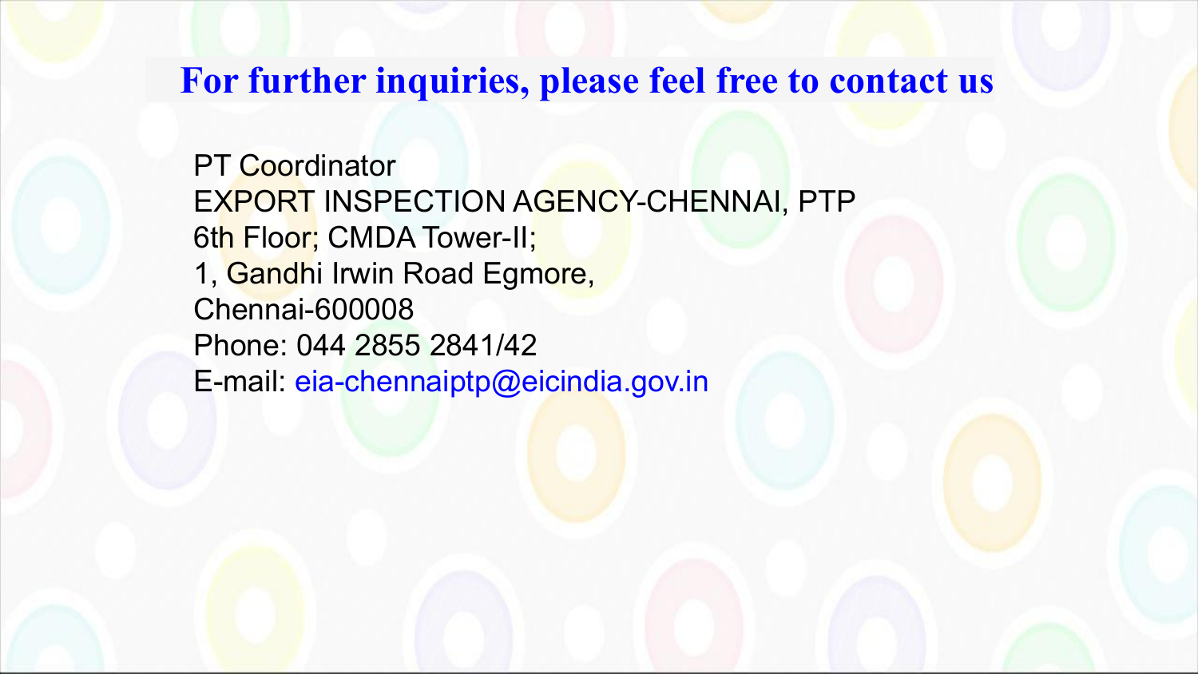## For further inquiries, please feel free to contact us

PT Coordinator
EXPORT INSPECTION AGENCY-CHENNAI, PTP
6th Floor; CMDA Tower-II;
1, Gandhi Irwin Road Egmore,
Chennai-600008
Phone: 044 2855 2841/42
E-mail: eia-chennaiptp@eicindia.gov.in